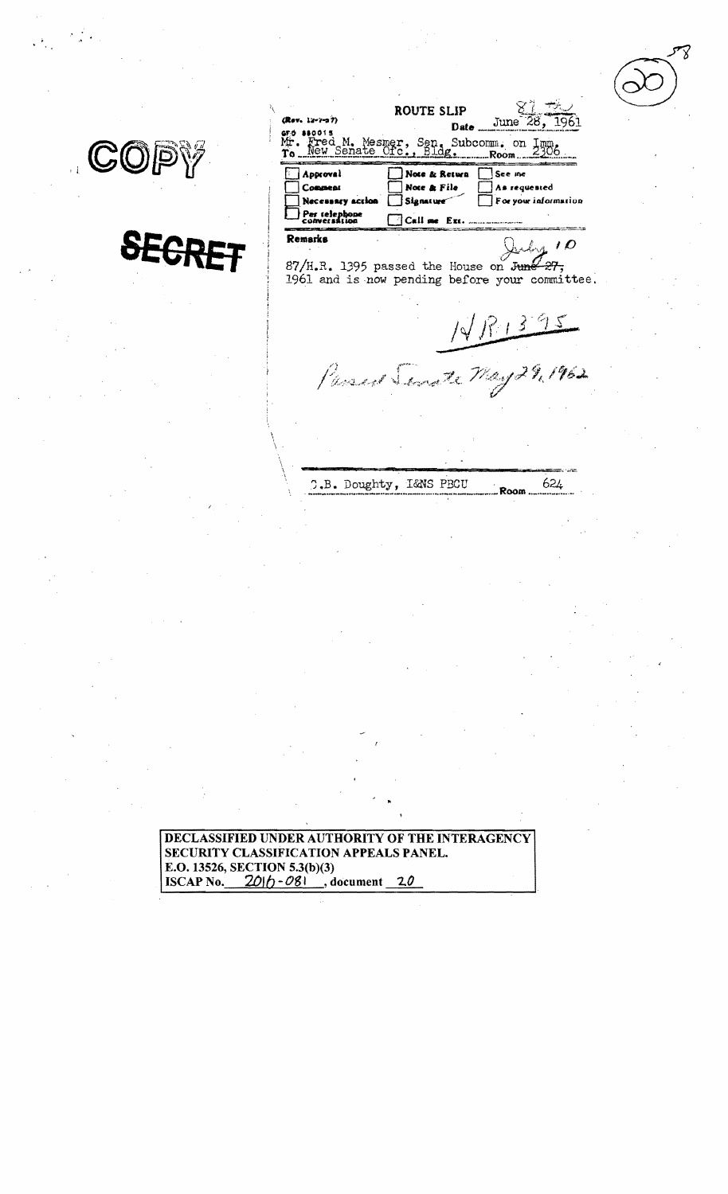COPY

~~SECRET~~

(Rev. 12-7-57)
GPO 880015

# ROUTE SLIP

Date June 28, 1961

To Mr. Fred M. Mesmer, Sen. Subcomm. on Imm.
New Senate Ofc., Bldg. Room 2306

- [ ] Approval
- [ ] Comment
- [ ] Necessary action
- [ ] Per telephone conversation
- [ ] Note & Return
- [ ] Note & File
- [ ] Signature
- [ ] Call me Ext.
- [ ] See me
- [ ] As requested
- [ ] For your information

**Remarks**

87/H.R. 1395 passed the House on ~~June 27,~~ July 10
1961 and is now pending before your committee.

HR 1395

Passed Senate May 29, 1962

C.B. Doughty, I&NS PBCU Room 624

DECLASSIFIED UNDER AUTHORITY OF THE INTERAGENCY SECURITY CLASSIFICATION APPEALS PANEL.
E.O. 13526, SECTION 5.3(b)(3)
ISCAP No. 2016-081, document 20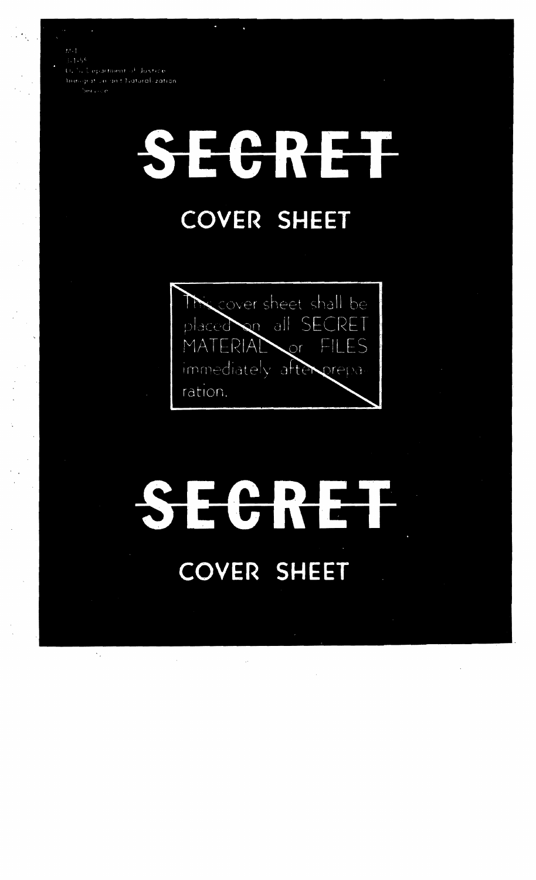M-1
(1-1-55)
U. S. Department of Justice
Immigration and Naturalization
Service

# ~~SECRET~~

## COVER SHEET

~~This cover sheet shall be placed on all SECRET MATERIAL or FILES immediately after preparation.~~

# ~~SECRET~~

## COVER SHEET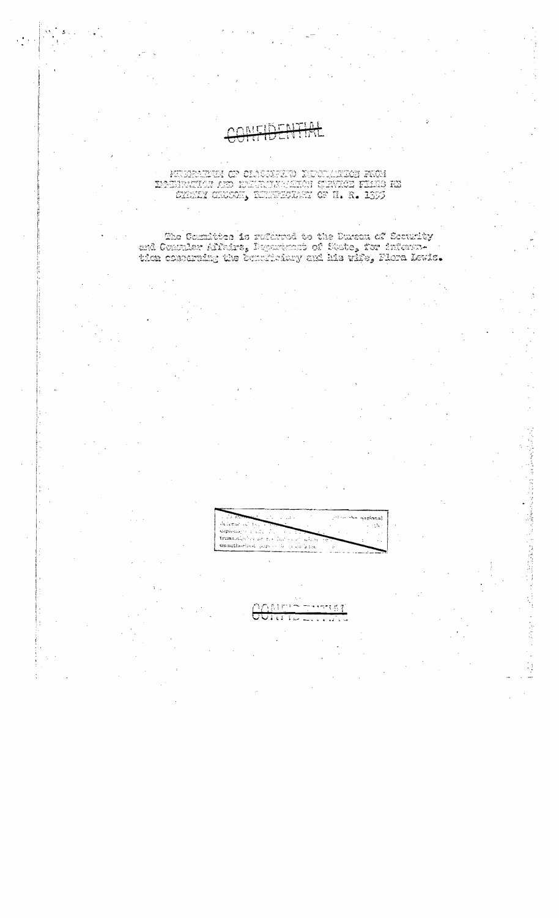~~CONFIDENTIAL~~

MEMORANDUM OF CLASSIFIED INFORMATION FROM IMMIGRATION AND NATURALIZATION SERVICE FILES RE CHENEY CHUSON, BENEFICIARY OF H. R. 1393

The Committee is referred to the Bureau of Security and Consular Affairs, Department of State, for information concerning the beneficiary and his wife, Flora Lewis.

~~This material contains information affecting the national defense of the United States within the meaning of the espionage laws, Title 18, U.S.C., Secs. 793 and 794, the transmission or the revelation of which in any manner to an unauthorized person is prohibited by law.~~

~~CONFIDENTIAL~~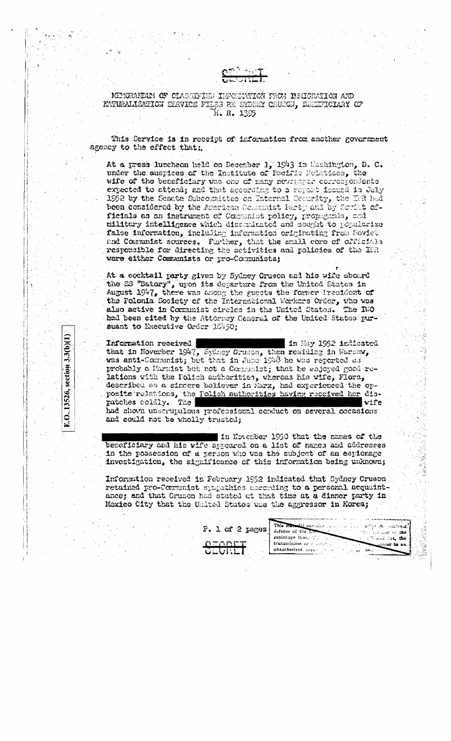SECRET

MEMORANDUM OF CLASSIFIED INFORMATION FROM IMMIGRATION AND NATURALIZATION SERVICE FILES RE SYDNEY GRUSON, BENEFICIARY OF H. R. 1395

This Service is in receipt of information from another government agency to the effect that:

At a press luncheon held on December 1, 1943 in Washington, D. C. under the auspices of the Institute of Pacific Relations, the wife of the beneficiary was one of many newspaper correspondents expected to attend; and that according to a report issued in July 1952 by the Senate Subcommittee on Internal Security, the IPR had been considered by the American Communist Party and by Soviet officials as an instrument of Communist policy, propaganda, and military intelligence which disseminated and sought to popularize false information, including information originating from Soviet and Communist sources. Further, that the small core of officials responsible for directing the activities and policies of the IPR were either Communists or pro-Communists;

At a cocktail party given by Sydney Gruson and his wife aboard the SS "Batory", upon its departure from the United States in August 1947, there was among the guests the former President of the Polonia Society of the International Workers Order, who was also active in Communist circles in the United States. The IWO had been cited by the Attorney General of the United States pursuant to Executive Order 10450;

E.O. 13526, section 3.3(b)(1)

Information received [REDACTED] in May 1952 indicated that in November 1947, Sydney Gruson, then residing in Warsaw, was anti-Communist; but that in June 1948 he was reported as probably a Marxist but not a Communist; that he enjoyed good relations with the Polish authorities, whereas his wife, Flora, described as a sincere believer in Marx, had experienced the opposite relations, the Polish authorities having received her dispatches coldly. The [REDACTED] wife had shown unscrupulous professional conduct on several occasions and could not be wholly trusted;

[REDACTED] in November 1950 that the names of the beneficiary and his wife appeared on a list of names and addresses in the possession of a person who was the subject of an espionage investigation, the significance of this information being unknown;

Information received in February 1952 indicated that Sydney Gruson retained pro-Communist sympathies according to a personal acquaintance; and that Gruson had stated at that time at a dinner party in Mexico City that the United States was the aggressor in Korea;

SECRET

This material contains information affecting the national defense of the United States within the meaning of the espionage laws, Title 18, U.S.C., Secs. 793 and 794, the transmission or revelation of which in any manner to an unauthorized person is prohibited by law.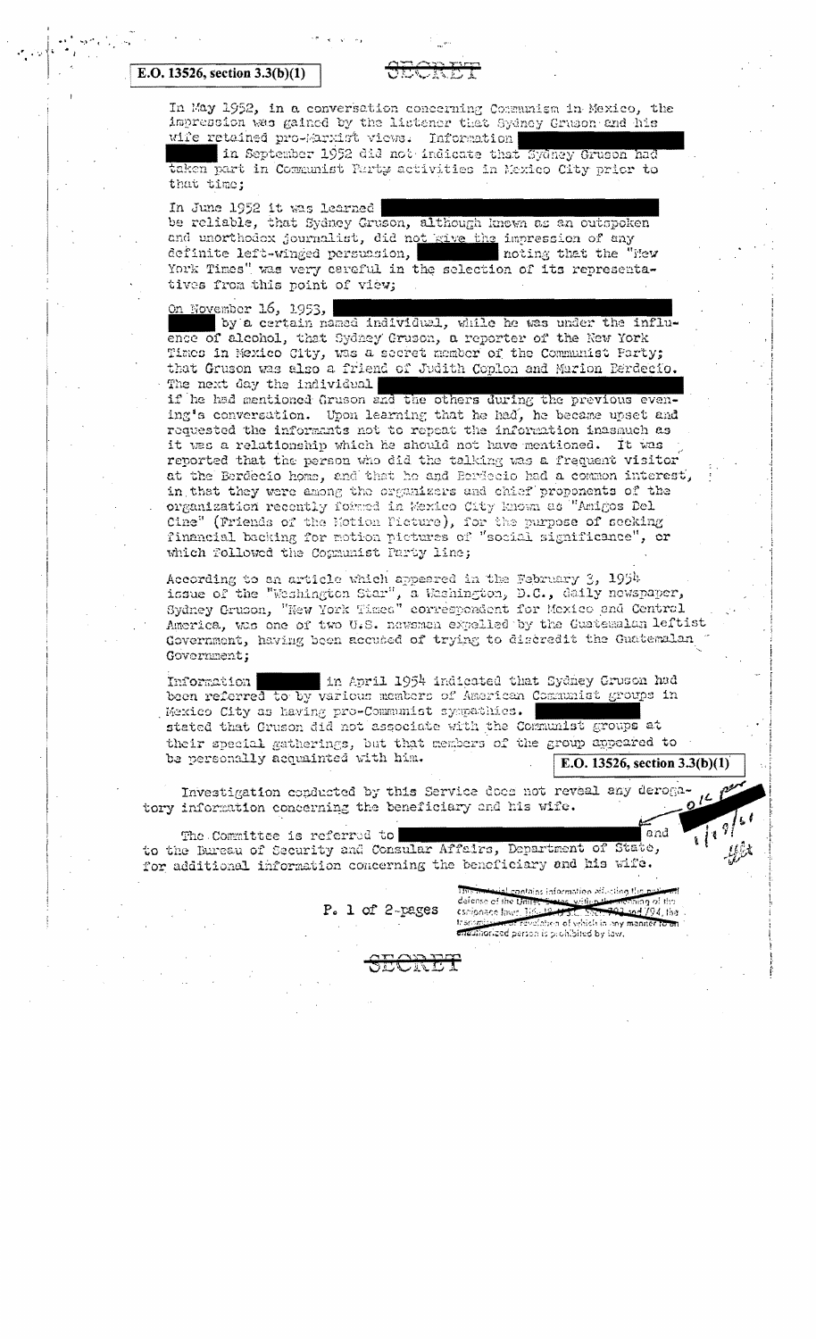E.O. 13526, section 3.3(b)(1)

SECRET

In May 1952, in a conversation concerning Communism in Mexico, the impression was gained by the listener that Sydney Gruson and his wife retained pro-Marxist views. Information in September 1952 did not indicate that Sydney Gruson had taken part in Communist Party activities in Mexico City prior to that time;

In June 1952 it was learned be reliable, that Sydney Gruson, although known as an outspoken and unorthodox journalist, did not give the impression of any definite left-winged persuasion, noting that the "New York Times" was very careful in the selection of its representatives from this point of view;

On November 16, 1953, by a certain named individual, while he was under the influence of alcohol, that Sydney Gruson, a reporter of the New York Times in Mexico City, was a secret member of the Communist Party; that Gruson was also a friend of Judith Coplon and Marion Berdecio. The next day the individual if he had mentioned Gruson and the others during the previous evening's conversation. Upon learning that he had, he became upset and requested the informants not to repeat the information inasmuch as it was a relationship which he should not have mentioned. It was reported that the person who did the talking was a frequent visitor at the Berdecio home, and that he and Berdecio had a common interest, in that they were among the organizers and chief proponents of the organization recently formed in Mexico City known as "Amigos Del Cine" (Friends of the Motion Picture), for the purpose of seeking financial backing for motion pictures of "social significance", or which followed the Communist Party line;

According to an article which appeared in the February 3, 1954 issue of the "Washington Star", a Washington, D.C., daily newspaper, Sydney Gruson, "New York Times" correspondent for Mexico and Central America, was one of two U.S. newsmen expelled by the Guatemalan leftist Government, having been accused of trying to discredit the Guatemalan Government;

Information in April 1954 indicated that Sydney Gruson had been referred to by various members of American Communist groups in Mexico City as having pro-Communist sympathies. stated that Gruson did not associate with the Communist groups at their special gatherings, but that members of the group appeared to be personally acquainted with him.

E.O. 13526, section 3.3(b)(1)

Investigation conducted by this Service does not reveal any derogatory information concerning the beneficiary and his wife.

The Committee is referred to and to the Bureau of Security and Consular Affairs, Department of State, for additional information concerning the beneficiary and his wife.

P. 1 of 2-pages

This material contains information affecting the national defense of the United States within the meaning of the espionage laws, Title 18, U.S.C., Secs. 793 and 794, the transmission or revelation of which in any manner to an unauthorized person is prohibited by law.

SECRET